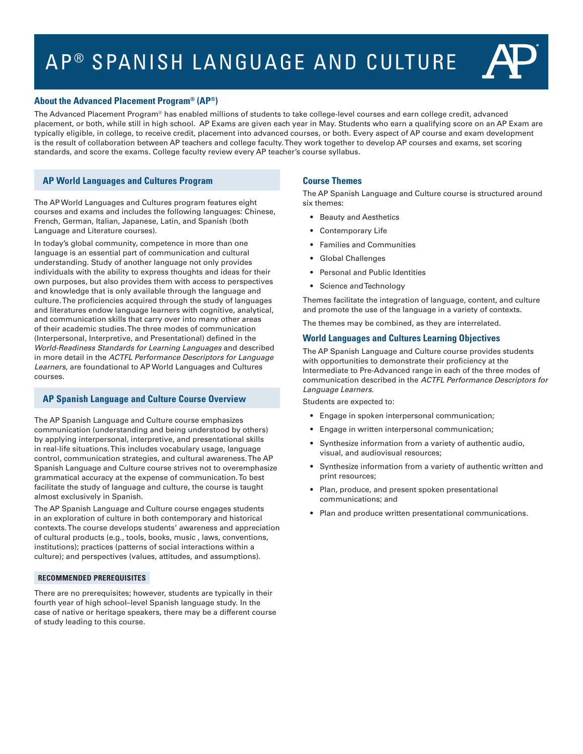# AP® SPANISH LANGUAGE AND CULTURE

## About the Advanced Placement Program® (AP®)

The Advanced Placement Program® has enabled millions of students to take college-level courses and earn college credit, advanced placement, or both, while still in high school. AP Exams are given each year in May. Students who earn a qualifying score on an AP Exam are typically eligible, in college, to receive credit, placement into advanced courses, or both. Every aspect of AP course and exam development is the result of collaboration between AP teachers and college faculty. They work together to develop AP courses and exams, set scoring standards, and score the exams. College faculty review every AP teacher's course syllabus.

## AP World Languages and Cultures Program

The AP World Languages and Cultures program features eight courses and exams and includes the following languages: Chinese, French, German, Italian, Japanese, Latin, and Spanish (both Language and Literature courses).

In today's global community, competence in more than one language is an essential part of communication and cultural understanding. Study of another language not only provides individuals with the ability to express thoughts and ideas for their own purposes, but also provides them with access to perspectives and knowledge that is only available through the language and culture. The proficiencies acquired through the study of languages and literatures endow language learners with cognitive, analytical, and communication skills that carry over into many other areas of their academic studies. The three modes of communication (Interpersonal, Interpretive, and Presentational) defined in the *World-Readiness Standards for Learning Languages* and described in more detail in the *ACTFL Performance Descriptors for Language Learners,* are foundational to AP World Languages and Cultures courses.

## AP Spanish Language and Culture Course Overview

The AP Spanish Language and Culture course emphasizes communication (understanding and being understood by others) by applying interpersonal, interpretive, and presentational skills in real-life situations. This includes vocabulary usage, language control, communication strategies, and cultural awareness. The AP Spanish Language and Culture course strives not to overemphasize grammatical accuracy at the expense of communication. To best facilitate the study of language and culture, the course is taught almost exclusively in Spanish.

The AP Spanish Language and Culture course engages students in an exploration of culture in both contemporary and historical contexts. The course develops students' awareness and appreciation of cultural products (e.g., tools, books, music , laws, conventions, institutions); practices (patterns of social interactions within a culture); and perspectives (values, attitudes, and assumptions).

### RECOMMENDED PREREQUISITES

There are no prerequisites; however, students are typically in their fourth year of high school–level Spanish language study. In the case of native or heritage speakers, there may be a different course of study leading to this course.

## Course Themes

The AP Spanish Language and Culture course is structured around six themes:

- Beauty and Aesthetics
- Contemporary Life
- Families and Communities
- Global Challenges
- Personal and Public Identities
- Science and Technology

Themes facilitate the integration of language, content, and culture and promote the use of the language in a variety of contexts.

The themes may be combined, as they are interrelated.

## World Languages and Cultures Learning Objectives

The AP Spanish Language and Culture course provides students with opportunities to demonstrate their proficiency at the Intermediate to Pre-Advanced range in each of the three modes of communication described in the *ACTFL Performance Descriptors for Language Learners*.

Students are expected to:

- Engage in spoken interpersonal communication;
- Engage in written interpersonal communication;
- Synthesize information from a variety of authentic audio, visual, and audiovisual resources;
- Synthesize information from a variety of authentic written and print resources;
- Plan, produce, and present spoken presentational communications; and
- Plan and produce written presentational communications.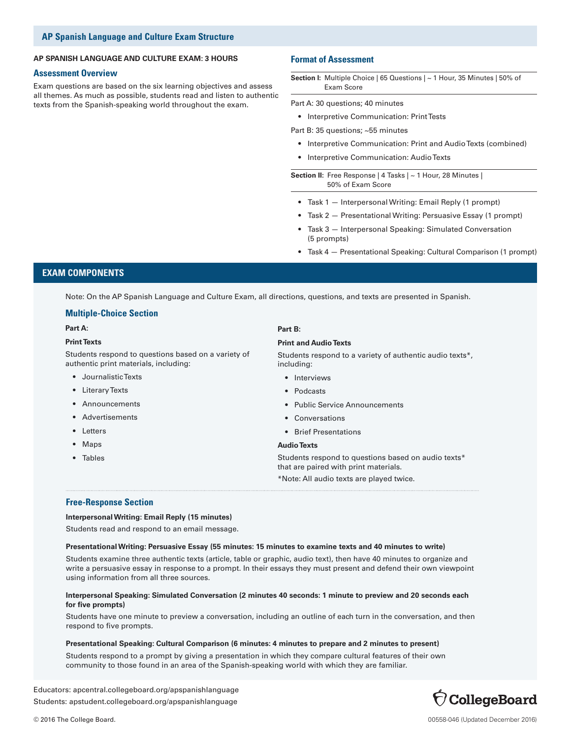## AP Spanish Language and Culture Exam Structure

**AP SPANISH LANGUAGE AND CULTURE EXAM: 3 HOURS**

### Assessment Overview

Exam questions are based on the six learning objectives and assess all themes. As much as possible, students read and listen to authentic texts from the Spanish-speaking world throughout the exam.

### Format of Assessment

**Section I:** Multiple Choice | 65 Questions | ~ 1 Hour, 35 Minutes | 50% of Exam Score

Part A: 30 questions; 40 minutes

- Interpretive Communication: Print Tests

Part B: 35 questions; ~55 minutes

- Interpretive Communication: Print and Audio Texts (combined)
- Interpretive Communication: Audio Texts

**Section II:** Free Response | 4 Tasks | ~ 1 Hour, 28 Minutes | 50% of Exam Score

- Task 1 — Interpersonal Writing: Email Reply (1 prompt)
- Task 2 — Presentational Writing: Persuasive Essay (1 prompt)
- Task 3 — Interpersonal Speaking: Simulated Conversation (5 prompts)
- Task 4 — Presentational Speaking: Cultural Comparison (1 prompt)

## EXAM COMPONENTS

Note: On the AP Spanish Language and Culture Exam, all directions, questions, and texts are presented in Spanish.

### Multiple-Choice Section

**Part A:**

**Print Texts**

Students respond to questions based on a variety of authentic print materials, including:

- Journalistic Texts
- Literary Texts
- Announcements
- Advertisements
- Letters
- Maps
- Tables

**Part B:**

**Print and Audio Texts**

Students respond to a variety of authentic audio texts*, including:

- Interviews
- Podcasts
- Public Service Announcements
- Conversations
- Brief Presentations

**Audio Texts**

Students respond to questions based on audio texts* that are paired with print materials.

*Note: All audio texts are played twice.

### Free-Response Section

**Interpersonal Writing: Email Reply (15 minutes)**

Students read and respond to an email message.

**Presentational Writing: Persuasive Essay (55 minutes: 15 minutes to examine texts and 40 minutes to write)**

Students examine three authentic texts (article, table or graphic, audio text), then have 40 minutes to organize and write a persuasive essay in response to a prompt. In their essays they must present and defend their own viewpoint using information from all three sources.

**Interpersonal Speaking: Simulated Conversation (2 minutes 40 seconds: 1 minute to preview and 20 seconds each for five prompts)**

Students have one minute to preview a conversation, including an outline of each turn in the conversation, and then respond to five prompts.

**Presentational Speaking: Cultural Comparison (6 minutes: 4 minutes to prepare and 2 minutes to present)**

Students respond to a prompt by giving a presentation in which they compare cultural features of their own community to those found in an area of the Spanish-speaking world with which they are familiar.

Educators: apcentral.collegeboard.org/apspanishlanguage
Students: apstudent.collegeboard.org/apspanishlanguage

CollegeBoard

© 2016 The College Board. 00558-046 (Updated December 2016)